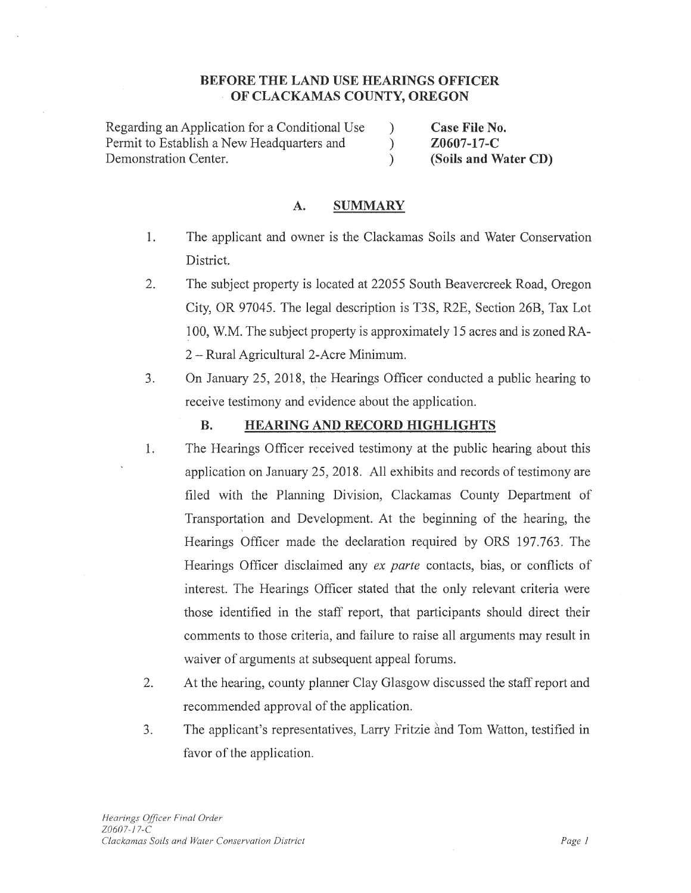**BEFORE THE LAND USE HEARINGS OFFICER**
**OF CLACKAMAS COUNTY, OREGON**

| | | |
|---|---|---|
| Regarding an Application for a Conditional Use Permit to Establish a New Headquarters and Demonstration Center. | ) ) ) | **Case File No. Z0607-17-C (Soils and Water CD)** |

## A. SUMMARY

1. The applicant and owner is the Clackamas Soils and Water Conservation District.
2. The subject property is located at 22055 South Beavercreek Road, Oregon City, OR 97045. The legal description is T3S, R2E, Section 26B, Tax Lot 100, W.M. The subject property is approximately 15 acres and is zoned RA-2 – Rural Agricultural 2-Acre Minimum.
3. On January 25, 2018, the Hearings Officer conducted a public hearing to receive testimony and evidence about the application.

## B. HEARING AND RECORD HIGHLIGHTS

1. The Hearings Officer received testimony at the public hearing about this application on January 25, 2018. All exhibits and records of testimony are filed with the Planning Division, Clackamas County Department of Transportation and Development. At the beginning of the hearing, the Hearings Officer made the declaration required by ORS 197.763. The Hearings Officer disclaimed any *ex parte* contacts, bias, or conflicts of interest. The Hearings Officer stated that the only relevant criteria were those identified in the staff report, that participants should direct their comments to those criteria, and failure to raise all arguments may result in waiver of arguments at subsequent appeal forums.
2. At the hearing, county planner Clay Glasgow discussed the staff report and recommended approval of the application.
3. The applicant's representatives, Larry Fritzie and Tom Watton, testified in favor of the application.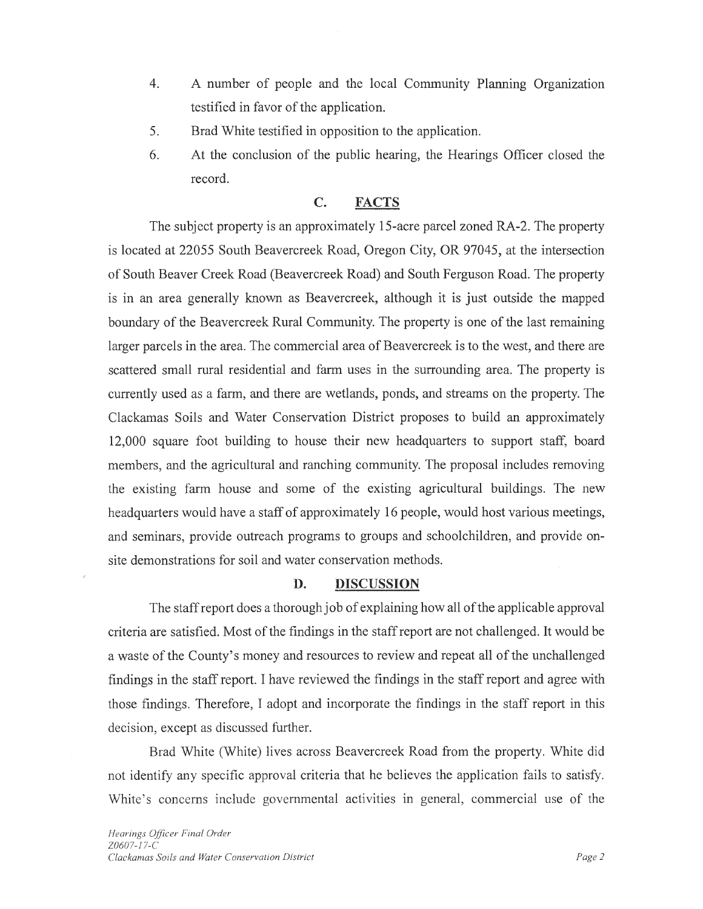4. A number of people and the local Community Planning Organization testified in favor of the application.

5. Brad White testified in opposition to the application.

6. At the conclusion of the public hearing, the Hearings Officer closed the record.

## C. FACTS

The subject property is an approximately 15-acre parcel zoned RA-2. The property is located at 22055 South Beavercreek Road, Oregon City, OR 97045, at the intersection of South Beaver Creek Road (Beavercreek Road) and South Ferguson Road. The property is in an area generally known as Beavercreek, although it is just outside the mapped boundary of the Beavercreek Rural Community. The property is one of the last remaining larger parcels in the area. The commercial area of Beavercreek is to the west, and there are scattered small rural residential and farm uses in the surrounding area. The property is currently used as a farm, and there are wetlands, ponds, and streams on the property. The Clackamas Soils and Water Conservation District proposes to build an approximately 12,000 square foot building to house their new headquarters to support staff, board members, and the agricultural and ranching community. The proposal includes removing the existing farm house and some of the existing agricultural buildings. The new headquarters would have a staff of approximately 16 people, would host various meetings, and seminars, provide outreach programs to groups and schoolchildren, and provide on-site demonstrations for soil and water conservation methods.

## D. DISCUSSION

The staff report does a thorough job of explaining how all of the applicable approval criteria are satisfied. Most of the findings in the staff report are not challenged. It would be a waste of the County's money and resources to review and repeat all of the unchallenged findings in the staff report. I have reviewed the findings in the staff report and agree with those findings. Therefore, I adopt and incorporate the findings in the staff report in this decision, except as discussed further.

Brad White (White) lives across Beavercreek Road from the property. White did not identify any specific approval criteria that he believes the application fails to satisfy. White's concerns include governmental activities in general, commercial use of the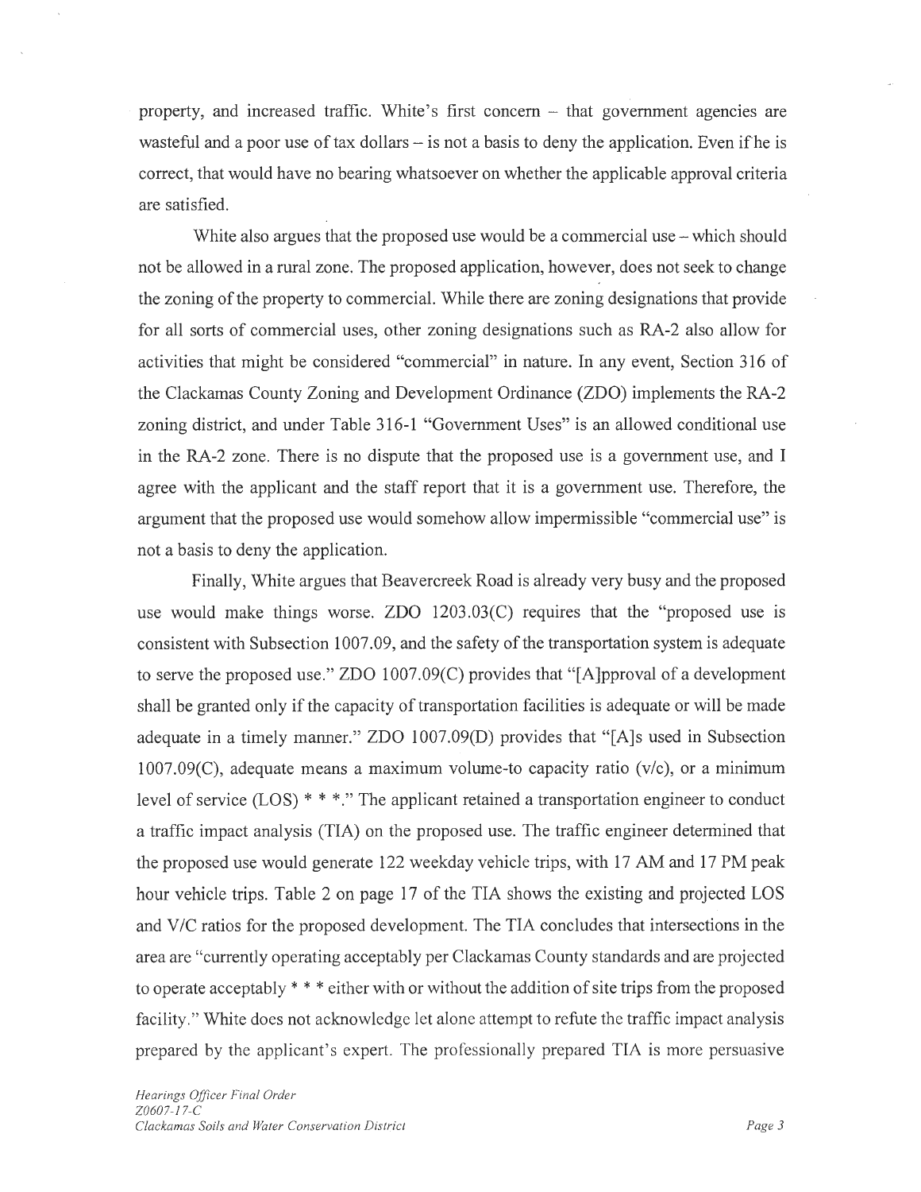property, and increased traffic. White's first concern – that government agencies are wasteful and a poor use of tax dollars – is not a basis to deny the application. Even if he is correct, that would have no bearing whatsoever on whether the applicable approval criteria are satisfied.

White also argues that the proposed use would be a commercial use – which should not be allowed in a rural zone. The proposed application, however, does not seek to change the zoning of the property to commercial. While there are zoning designations that provide for all sorts of commercial uses, other zoning designations such as RA-2 also allow for activities that might be considered "commercial" in nature. In any event, Section 316 of the Clackamas County Zoning and Development Ordinance (ZDO) implements the RA-2 zoning district, and under Table 316-1 "Government Uses" is an allowed conditional use in the RA-2 zone. There is no dispute that the proposed use is a government use, and I agree with the applicant and the staff report that it is a government use. Therefore, the argument that the proposed use would somehow allow impermissible "commercial use" is not a basis to deny the application.

Finally, White argues that Beavercreek Road is already very busy and the proposed use would make things worse. ZDO 1203.03(C) requires that the "proposed use is consistent with Subsection 1007.09, and the safety of the transportation system is adequate to serve the proposed use." ZDO 1007.09(C) provides that "[A]pproval of a development shall be granted only if the capacity of transportation facilities is adequate or will be made adequate in a timely manner." ZDO 1007.09(D) provides that "[A]s used in Subsection 1007.09(C), adequate means a maximum volume-to capacity ratio (v/c), or a minimum level of service (LOS) * * *." The applicant retained a transportation engineer to conduct a traffic impact analysis (TIA) on the proposed use. The traffic engineer determined that the proposed use would generate 122 weekday vehicle trips, with 17 AM and 17 PM peak hour vehicle trips. Table 2 on page 17 of the TIA shows the existing and projected LOS and V/C ratios for the proposed development. The TIA concludes that intersections in the area are "currently operating acceptably per Clackamas County standards and are projected to operate acceptably * * * either with or without the addition of site trips from the proposed facility." White does not acknowledge let alone attempt to refute the traffic impact analysis prepared by the applicant's expert. The professionally prepared TIA is more persuasive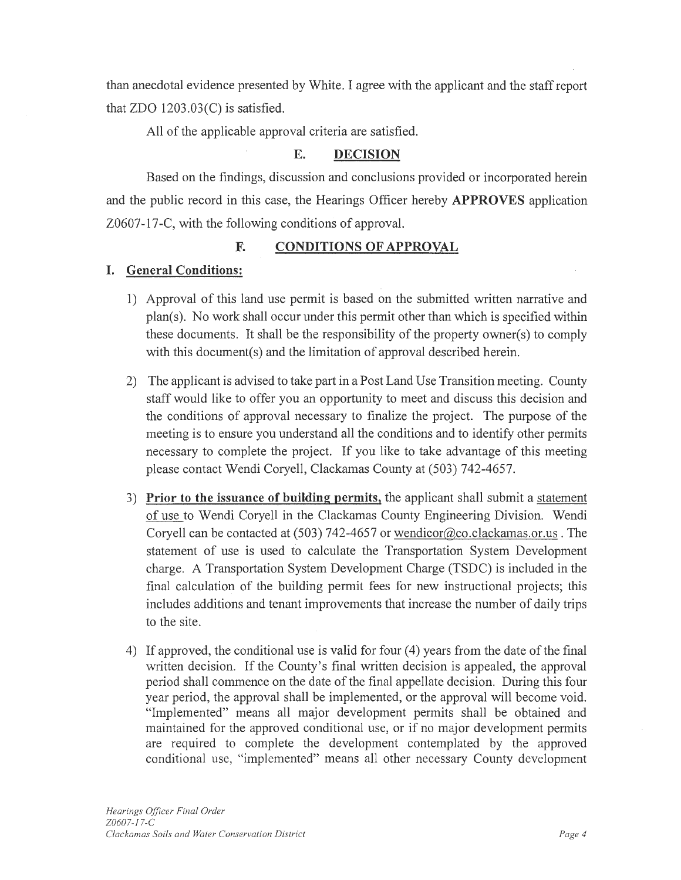than anecdotal evidence presented by White. I agree with the applicant and the staff report that ZDO 1203.03(C) is satisfied.

All of the applicable approval criteria are satisfied.

## E. DECISION

Based on the findings, discussion and conclusions provided or incorporated herein and the public record in this case, the Hearings Officer hereby **APPROVES** application Z0607-17-C, with the following conditions of approval.

## F. CONDITIONS OF APPROVAL

### I. General Conditions:

1) Approval of this land use permit is based on the submitted written narrative and plan(s). No work shall occur under this permit other than which is specified within these documents. It shall be the responsibility of the property owner(s) to comply with this document(s) and the limitation of approval described herein.

2) The applicant is advised to take part in a Post Land Use Transition meeting. County staff would like to offer you an opportunity to meet and discuss this decision and the conditions of approval necessary to finalize the project. The purpose of the meeting is to ensure you understand all the conditions and to identify other permits necessary to complete the project. If you like to take advantage of this meeting please contact Wendi Coryell, Clackamas County at (503) 742-4657.

3) **Prior to the issuance of building permits,** the applicant shall submit a statement of use to Wendi Coryell in the Clackamas County Engineering Division. Wendi Coryell can be contacted at (503) 742-4657 or wendicor@co.clackamas.or.us . The statement of use is used to calculate the Transportation System Development charge. A Transportation System Development Charge (TSDC) is included in the final calculation of the building permit fees for new instructional projects; this includes additions and tenant improvements that increase the number of daily trips to the site.

4) If approved, the conditional use is valid for four (4) years from the date of the final written decision. If the County's final written decision is appealed, the approval period shall commence on the date of the final appellate decision. During this four year period, the approval shall be implemented, or the approval will become void. "Implemented" means all major development permits shall be obtained and maintained for the approved conditional use, or if no major development permits are required to complete the development contemplated by the approved conditional use, "implemented" means all other necessary County development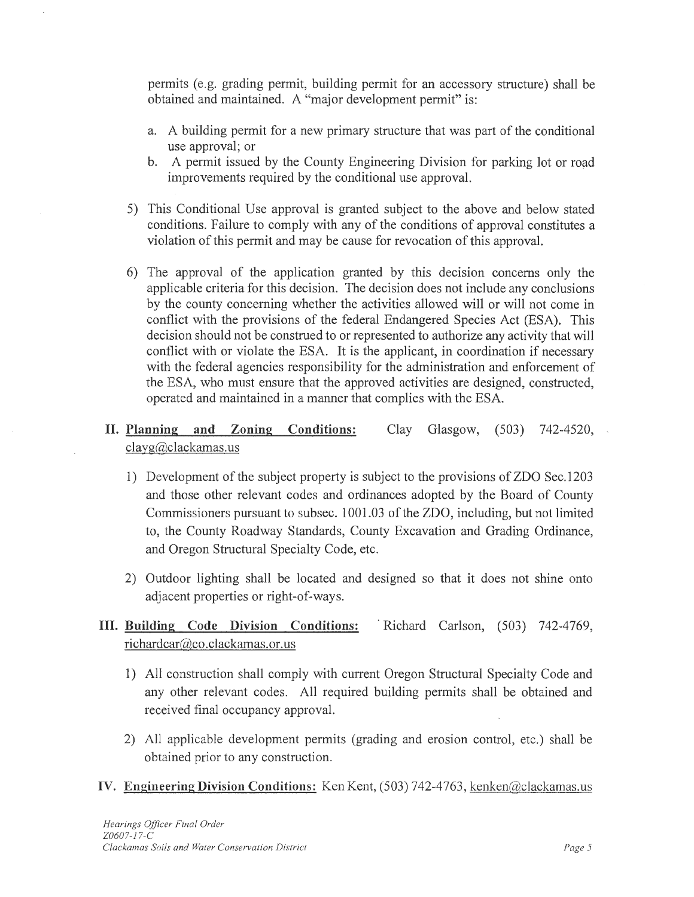permits (e.g. grading permit, building permit for an accessory structure) shall be obtained and maintained. A "major development permit" is:

a. A building permit for a new primary structure that was part of the conditional use approval; or
b. A permit issued by the County Engineering Division for parking lot or road improvements required by the conditional use approval.

5) This Conditional Use approval is granted subject to the above and below stated conditions. Failure to comply with any of the conditions of approval constitutes a violation of this permit and may be cause for revocation of this approval.

6) The approval of the application granted by this decision concerns only the applicable criteria for this decision. The decision does not include any conclusions by the county concerning whether the activities allowed will or will not come in conflict with the provisions of the federal Endangered Species Act (ESA). This decision should not be construed to or represented to authorize any activity that will conflict with or violate the ESA. It is the applicant, in coordination if necessary with the federal agencies responsibility for the administration and enforcement of the ESA, who must ensure that the approved activities are designed, constructed, operated and maintained in a manner that complies with the ESA.

## II. Planning and Zoning Conditions: Clay Glasgow, (503) 742-4520, clayg@clackamas.us

1) Development of the subject property is subject to the provisions of ZDO Sec.1203 and those other relevant codes and ordinances adopted by the Board of County Commissioners pursuant to subsec. 1001.03 of the ZDO, including, but not limited to, the County Roadway Standards, County Excavation and Grading Ordinance, and Oregon Structural Specialty Code, etc.

2) Outdoor lighting shall be located and designed so that it does not shine onto adjacent properties or right-of-ways.

## III. Building Code Division Conditions: Richard Carlson, (503) 742-4769, richardcar@co.clackamas.or.us

1) All construction shall comply with current Oregon Structural Specialty Code and any other relevant codes. All required building permits shall be obtained and received final occupancy approval.

2) All applicable development permits (grading and erosion control, etc.) shall be obtained prior to any construction.

## IV. Engineering Division Conditions: Ken Kent, (503) 742-4763, kenken@clackamas.us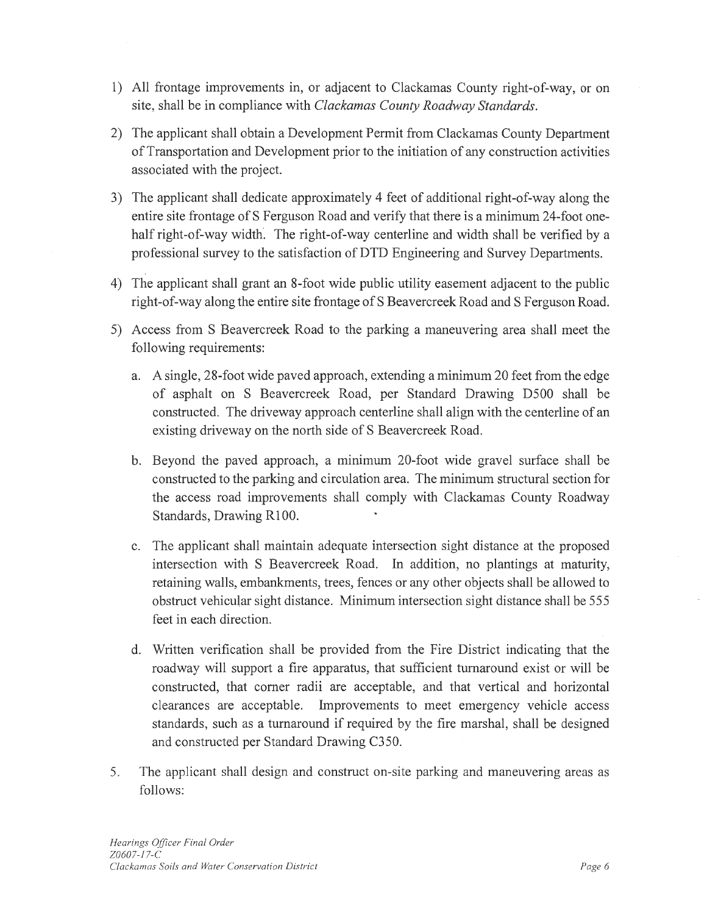1) All frontage improvements in, or adjacent to Clackamas County right-of-way, or on site, shall be in compliance with *Clackamas County Roadway Standards*.

2) The applicant shall obtain a Development Permit from Clackamas County Department of Transportation and Development prior to the initiation of any construction activities associated with the project.

3) The applicant shall dedicate approximately 4 feet of additional right-of-way along the entire site frontage of S Ferguson Road and verify that there is a minimum 24-foot one-half right-of-way width. The right-of-way centerline and width shall be verified by a professional survey to the satisfaction of DTD Engineering and Survey Departments.

4) The applicant shall grant an 8-foot wide public utility easement adjacent to the public right-of-way along the entire site frontage of S Beavercreek Road and S Ferguson Road.

5) Access from S Beavercreek Road to the parking a maneuvering area shall meet the following requirements:

   a. A single, 28-foot wide paved approach, extending a minimum 20 feet from the edge of asphalt on S Beavercreek Road, per Standard Drawing D500 shall be constructed. The driveway approach centerline shall align with the centerline of an existing driveway on the north side of S Beavercreek Road.

   b. Beyond the paved approach, a minimum 20-foot wide gravel surface shall be constructed to the parking and circulation area. The minimum structural section for the access road improvements shall comply with Clackamas County Roadway Standards, Drawing R100.

   c. The applicant shall maintain adequate intersection sight distance at the proposed intersection with S Beavercreek Road. In addition, no plantings at maturity, retaining walls, embankments, trees, fences or any other objects shall be allowed to obstruct vehicular sight distance. Minimum intersection sight distance shall be 555 feet in each direction.

   d. Written verification shall be provided from the Fire District indicating that the roadway will support a fire apparatus, that sufficient turnaround exist or will be constructed, that corner radii are acceptable, and that vertical and horizontal clearances are acceptable. Improvements to meet emergency vehicle access standards, such as a turnaround if required by the fire marshal, shall be designed and constructed per Standard Drawing C350.

5. The applicant shall design and construct on-site parking and maneuvering areas as follows: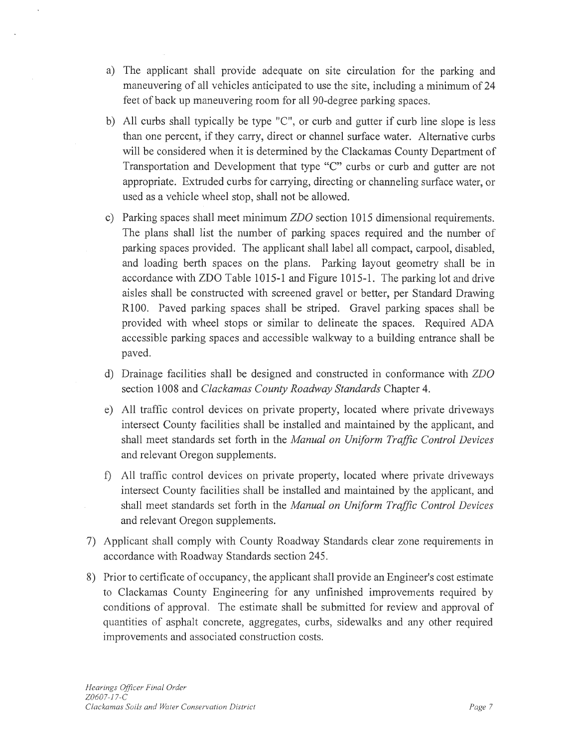a) The applicant shall provide adequate on site circulation for the parking and maneuvering of all vehicles anticipated to use the site, including a minimum of 24 feet of back up maneuvering room for all 90-degree parking spaces.

b) All curbs shall typically be type "C", or curb and gutter if curb line slope is less than one percent, if they carry, direct or channel surface water. Alternative curbs will be considered when it is determined by the Clackamas County Department of Transportation and Development that type "C" curbs or curb and gutter are not appropriate. Extruded curbs for carrying, directing or channeling surface water, or used as a vehicle wheel stop, shall not be allowed.

c) Parking spaces shall meet minimum *ZDO* section 1015 dimensional requirements. The plans shall list the number of parking spaces required and the number of parking spaces provided. The applicant shall label all compact, carpool, disabled, and loading berth spaces on the plans. Parking layout geometry shall be in accordance with ZDO Table 1015-1 and Figure 1015-1. The parking lot and drive aisles shall be constructed with screened gravel or better, per Standard Drawing R100. Paved parking spaces shall be striped. Gravel parking spaces shall be provided with wheel stops or similar to delineate the spaces. Required ADA accessible parking spaces and accessible walkway to a building entrance shall be paved.

d) Drainage facilities shall be designed and constructed in conformance with *ZDO* section 1008 and *Clackamas County Roadway Standards* Chapter 4.

e) All traffic control devices on private property, located where private driveways intersect County facilities shall be installed and maintained by the applicant, and shall meet standards set forth in the *Manual on Uniform Traffic Control Devices* and relevant Oregon supplements.

f) All traffic control devices on private property, located where private driveways intersect County facilities shall be installed and maintained by the applicant, and shall meet standards set forth in the *Manual on Uniform Traffic Control Devices* and relevant Oregon supplements.

7) Applicant shall comply with County Roadway Standards clear zone requirements in accordance with Roadway Standards section 245.

8) Prior to certificate of occupancy, the applicant shall provide an Engineer's cost estimate to Clackamas County Engineering for any unfinished improvements required by conditions of approval. The estimate shall be submitted for review and approval of quantities of asphalt concrete, aggregates, curbs, sidewalks and any other required improvements and associated construction costs.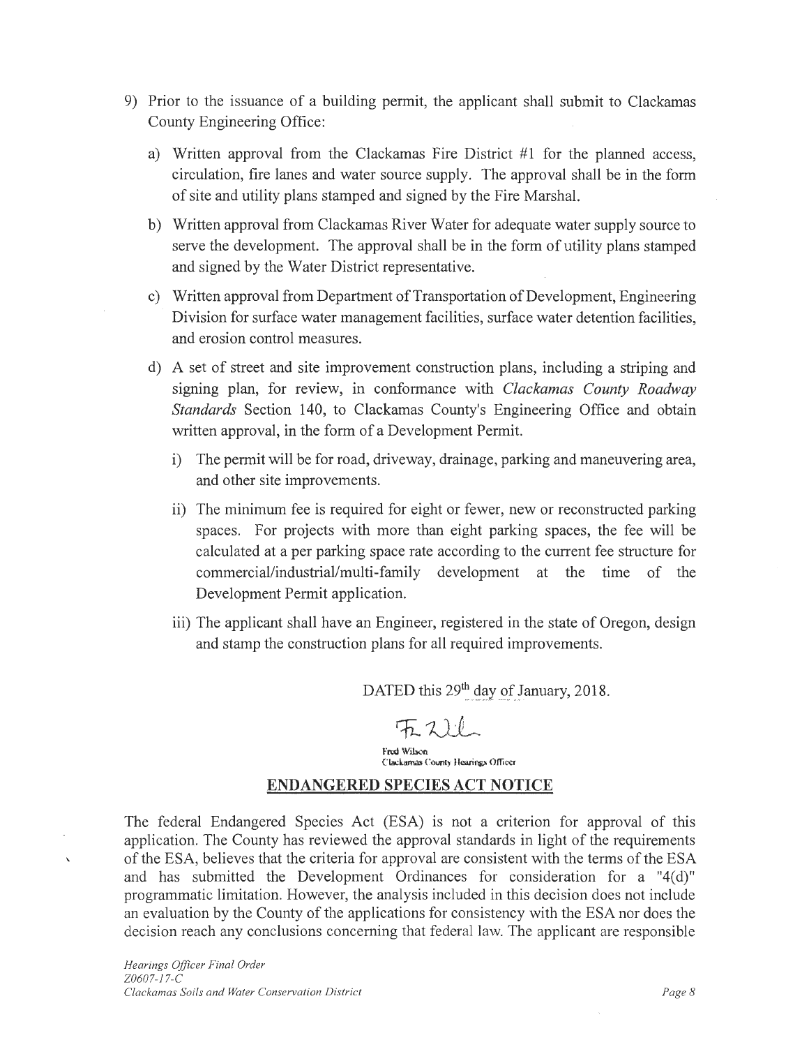9) Prior to the issuance of a building permit, the applicant shall submit to Clackamas County Engineering Office:

   a) Written approval from the Clackamas Fire District #1 for the planned access, circulation, fire lanes and water source supply. The approval shall be in the form of site and utility plans stamped and signed by the Fire Marshal.

   b) Written approval from Clackamas River Water for adequate water supply source to serve the development. The approval shall be in the form of utility plans stamped and signed by the Water District representative.

   c) Written approval from Department of Transportation of Development, Engineering Division for surface water management facilities, surface water detention facilities, and erosion control measures.

   d) A set of street and site improvement construction plans, including a striping and signing plan, for review, in conformance with *Clackamas County Roadway Standards* Section 140, to Clackamas County's Engineering Office and obtain written approval, in the form of a Development Permit.

      i) The permit will be for road, driveway, drainage, parking and maneuvering area, and other site improvements.

      ii) The minimum fee is required for eight or fewer, new or reconstructed parking spaces. For projects with more than eight parking spaces, the fee will be calculated at a per parking space rate according to the current fee structure for commercial/industrial/multi-family development at the time of the Development Permit application.

      iii) The applicant shall have an Engineer, registered in the state of Oregon, design and stamp the construction plans for all required improvements.

DATED this 29th day of January, 2018.

Fred Wilson
Clackamas County Hearings Officer

## ENDANGERED SPECIES ACT NOTICE

The federal Endangered Species Act (ESA) is not a criterion for approval of this application. The County has reviewed the approval standards in light of the requirements of the ESA, believes that the criteria for approval are consistent with the terms of the ESA and has submitted the Development Ordinances for consideration for a "4(d)" programmatic limitation. However, the analysis included in this decision does not include an evaluation by the County of the applications for consistency with the ESA nor does the decision reach any conclusions concerning that federal law. The applicant are responsible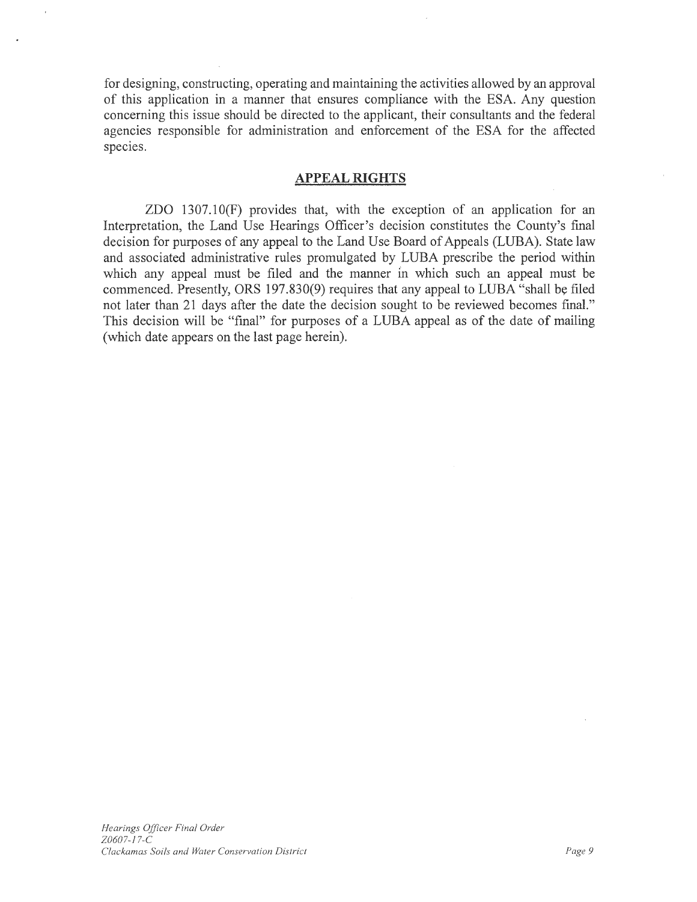for designing, constructing, operating and maintaining the activities allowed by an approval of this application in a manner that ensures compliance with the ESA. Any question concerning this issue should be directed to the applicant, their consultants and the federal agencies responsible for administration and enforcement of the ESA for the affected species.

## APPEAL RIGHTS

ZDO 1307.10(F) provides that, with the exception of an application for an Interpretation, the Land Use Hearings Officer's decision constitutes the County's final decision for purposes of any appeal to the Land Use Board of Appeals (LUBA). State law and associated administrative rules promulgated by LUBA prescribe the period within which any appeal must be filed and the manner in which such an appeal must be commenced. Presently, ORS 197.830(9) requires that any appeal to LUBA "shall be filed not later than 21 days after the date the decision sought to be reviewed becomes final." This decision will be "final" for purposes of a LUBA appeal as of the date of mailing (which date appears on the last page herein).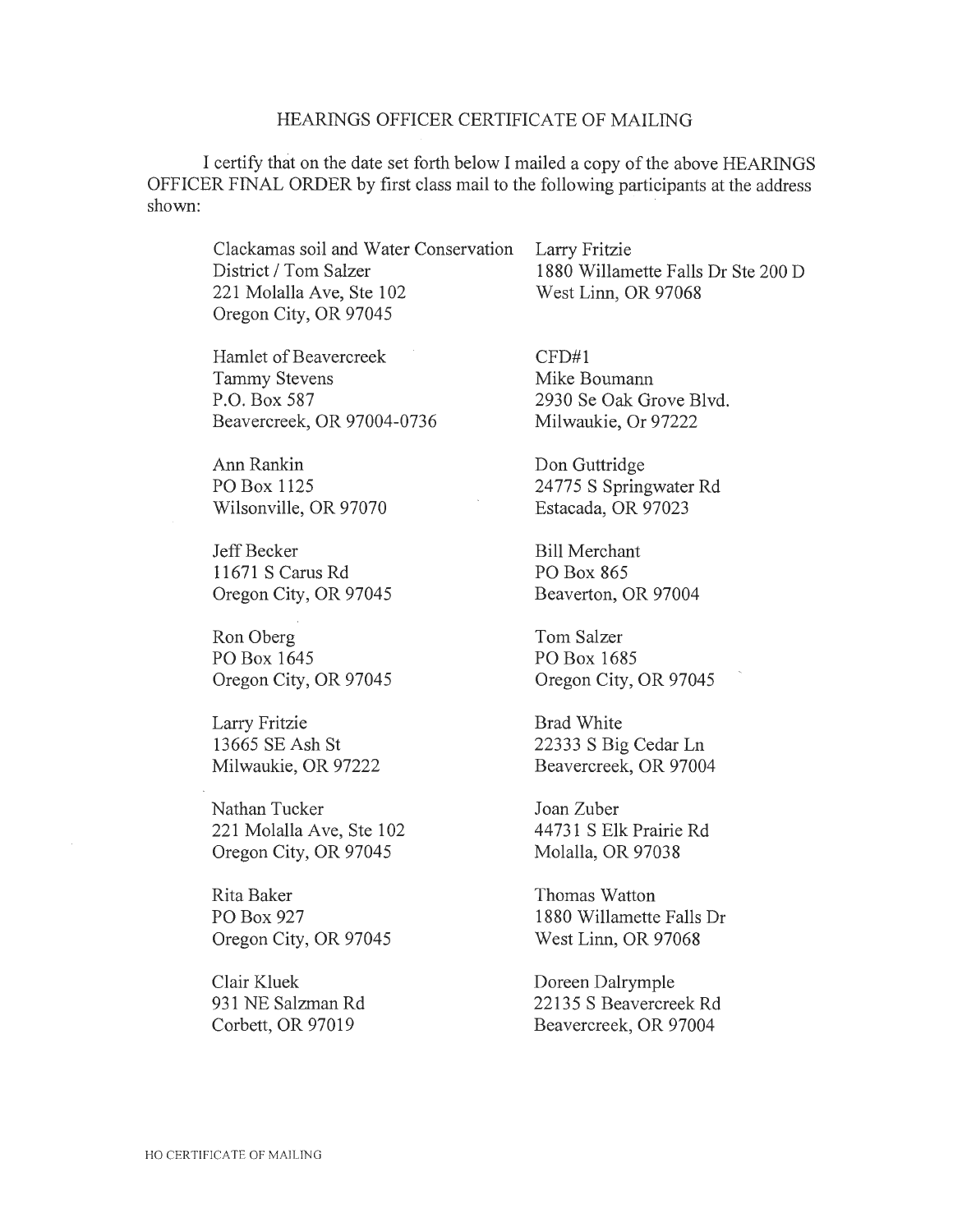## HEARINGS OFFICER CERTIFICATE OF MAILING

I certify that on the date set forth below I mailed a copy of the above HEARINGS OFFICER FINAL ORDER by first class mail to the following participants at the address shown:

Clackamas soil and Water Conservation District / Tom Salzer
221 Molalla Ave, Ste 102
Oregon City, OR 97045

Larry Fritzie
1880 Willamette Falls Dr Ste 200 D
West Linn, OR 97068

Hamlet of Beavercreek
Tammy Stevens
P.O. Box 587
Beavercreek, OR 97004-0736

CFD#1
Mike Boumann
2930 Se Oak Grove Blvd.
Milwaukie, Or 97222

Ann Rankin
PO Box 1125
Wilsonville, OR 97070

Don Guttridge
24775 S Springwater Rd
Estacada, OR 97023

Jeff Becker
11671 S Carus Rd
Oregon City, OR 97045

Bill Merchant
PO Box 865
Beaverton, OR 97004

Ron Oberg
PO Box 1645
Oregon City, OR 97045

Tom Salzer
PO Box 1685
Oregon City, OR 97045

Larry Fritzie
13665 SE Ash St
Milwaukie, OR 97222

Brad White
22333 S Big Cedar Ln
Beavercreek, OR 97004

Nathan Tucker
221 Molalla Ave, Ste 102
Oregon City, OR 97045

Joan Zuber
44731 S Elk Prairie Rd
Molalla, OR 97038

Rita Baker
PO Box 927
Oregon City, OR 97045

Thomas Watton
1880 Willamette Falls Dr
West Linn, OR 97068

Clair Kluek
931 NE Salzman Rd
Corbett, OR 97019

Doreen Dalrymple
22135 S Beavercreek Rd
Beavercreek, OR 97004

HO CERTIFICATE OF MAILING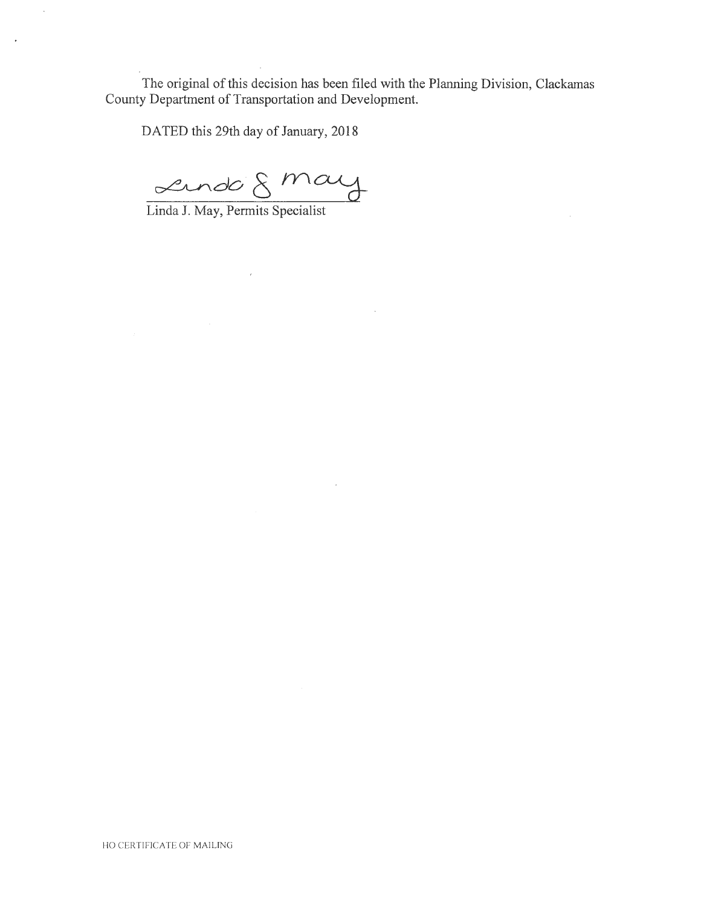The original of this decision has been filed with the Planning Division, Clackamas County Department of Transportation and Development.

DATED this 29th day of January, 2018

Linda J. May, Permits Specialist